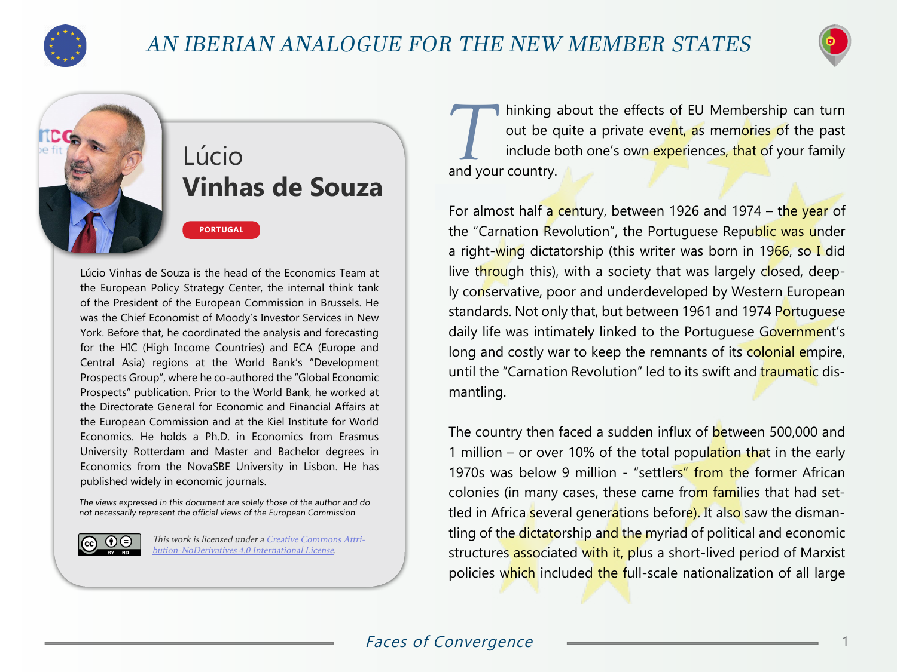# AN IBERIAN ANALOGUE FOR THE NEW MEMBER STATES

## Lúcio **Vinhas de Souza**

PORTUGAL

Lúcio Vinhas de Souza is the head of the Economics Team at the European Policy Strategy Center, the internal think tank of the President of the European Commission in Brussels. He was the Chief Economist of Moody's Investor Services in New York. Before that, he coordinated the analysis and forecasting for the HIC (High Income Countries) and ECA (Europe and Central Asia) regions at the World Bank's "Development Prospects Group", where he co-authored the "Global Economic Prospects" publication. Prior to the World Bank, he worked at the Directorate General for Economic and Financial Affairs at the European Commission and at the Kiel Institute for World Economics. He holds a Ph.D. in Economics from Erasmus University Rotterdam and Master and Bachelor degrees in Economics from the NovaSBE University in Lisbon. He has published widely in economic journals.

*The views expressed in this document are solely those of the author and do not necessarily represent the official views of the European Commission*

*This work is licensed under a Creative Commons Attribution-NoDerivatives 4.0 International License.*

Thinking about the effects of EU Membership can turn out be quite a private event, as memories of the past include both one's own experiences, that of your family and your country.

For almost half a century, between 1926 and 1974 – the year of the "Carnation Revolution", the Portuguese Republic was under a right-wing dictatorship (this writer was born in 1966, so I did live through this), with a society that was largely closed, deeply conservative, poor and underdeveloped by Western European standards. Not only that, but between 1961 and 1974 Portuguese daily life was intimately linked to the Portuguese Government's long and costly war to keep the remnants of its colonial empire, until the "Carnation Revolution" led to its swift and traumatic dismantling.

The country then faced a sudden influx of between 500,000 and 1 million – or over 10% of the total population that in the early 1970s was below 9 million - "settlers" from the former African colonies (in many cases, these came from families that had settled in Africa several generations before). It also saw the dismantling of the dictatorship and the myriad of political and economic structures associated with it, plus a short-lived period of Marxist policies which included the full-scale nationalization of all large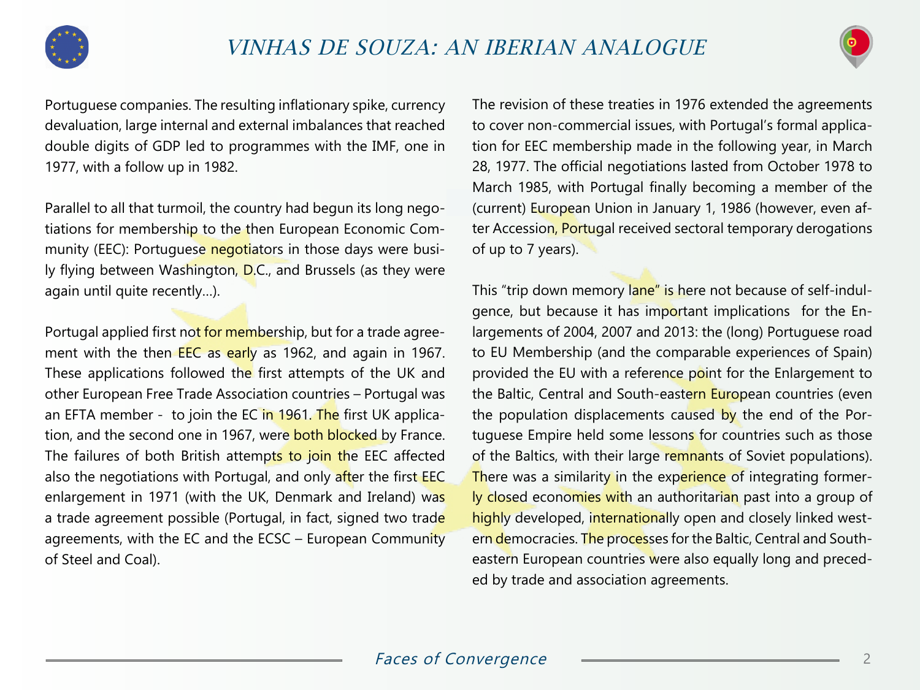Portuguese companies. The resulting inflationary spike, currency devaluation, large internal and external imbalances that reached double digits of GDP led to programmes with the IMF, one in 1977, with a follow up in 1982.

Parallel to all that turmoil, the country had begun its long negotiations for membership to the then European Economic Community (EEC): Portuguese negotiators in those days were busily flying between Washington, D.C., and Brussels (as they were again until quite recently...).

Portugal applied first not for membership, but for a trade agreement with the then EEC as early as 1962, and again in 1967. These applications followed the first attempts of the UK and other European Free Trade Association countries – Portugal was an EFTA member - to join the EC in 1961. The first UK application, and the second one in 1967, were both blocked by France. The failures of both British attempts to join the EEC affected also the negotiations with Portugal, and only after the first EEC enlargement in 1971 (with the UK, Denmark and Ireland) was a trade agreement possible (Portugal, in fact, signed two trade agreements, with the EC and the ECSC – European Community of Steel and Coal).

The revision of these treaties in 1976 extended the agreements to cover non-commercial issues, with Portugal's formal application for EEC membership made in the following year, in March 28, 1977. The official negotiations lasted from October 1978 to March 1985, with Portugal finally becoming a member of the (current) European Union in January 1, 1986 (however, even after Accession, Portugal received sectoral temporary derogations of up to 7 years).

This "trip down memory lane" is here not because of self-indulgence, but because it has important implications for the Enlargements of 2004, 2007 and 2013: the (long) Portuguese road to EU Membership (and the comparable experiences of Spain) provided the EU with a reference point for the Enlargement to the Baltic, Central and South-eastern European countries (even the population displacements caused by the end of the Portuguese Empire held some lessons for countries such as those of the Baltics, with their large remnants of Soviet populations). There was a similarity in the experience of integrating formerly closed economies with an authoritarian past into a group of highly developed, internationally open and closely linked western democracies. The processes for the Baltic, Central and South-eastern European countries were also equally long and preceded by trade and association agreements.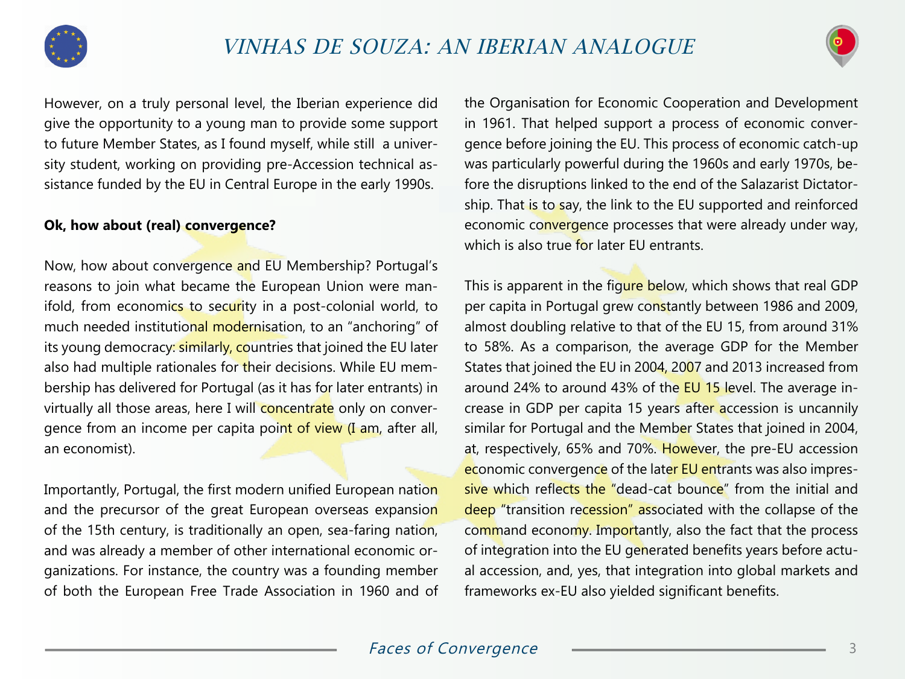However, on a truly personal level, the Iberian experience did give the opportunity to a young man to provide some support to future Member States, as I found myself, while still a university student, working on providing pre-Accession technical assistance funded by the EU in Central Europe in the early 1990s.

**Ok, how about (real) convergence?**

Now, how about convergence and EU Membership? Portugal's reasons to join what became the European Union were manifold, from economics to security in a post-colonial world, to much needed institutional modernisation, to an "anchoring" of its young democracy: similarly, countries that joined the EU later also had multiple rationales for their decisions. While EU membership has delivered for Portugal (as it has for later entrants) in virtually all those areas, here I will concentrate only on convergence from an income per capita point of view (I am, after all, an economist).

Importantly, Portugal, the first modern unified European nation and the precursor of the great European overseas expansion of the 15th century, is traditionally an open, sea-faring nation, and was already a member of other international economic organizations. For instance, the country was a founding member of both the European Free Trade Association in 1960 and of the Organisation for Economic Cooperation and Development in 1961. That helped support a process of economic convergence before joining the EU. This process of economic catch-up was particularly powerful during the 1960s and early 1970s, before the disruptions linked to the end of the Salazarist Dictatorship. That is to say, the link to the EU supported and reinforced economic convergence processes that were already under way, which is also true for later EU entrants.

This is apparent in the figure below, which shows that real GDP per capita in Portugal grew constantly between 1986 and 2009, almost doubling relative to that of the EU 15, from around 31% to 58%. As a comparison, the average GDP for the Member States that joined the EU in 2004, 2007 and 2013 increased from around 24% to around 43% of the EU 15 level. The average increase in GDP per capita 15 years after accession is uncannily similar for Portugal and the Member States that joined in 2004, at, respectively, 65% and 70%. However, the pre-EU accession economic convergence of the later EU entrants was also impressive which reflects the "dead-cat bounce" from the initial and deep "transition recession" associated with the collapse of the command economy. Importantly, also the fact that the process of integration into the EU generated benefits years before actual accession, and, yes, that integration into global markets and frameworks ex-EU also yielded significant benefits.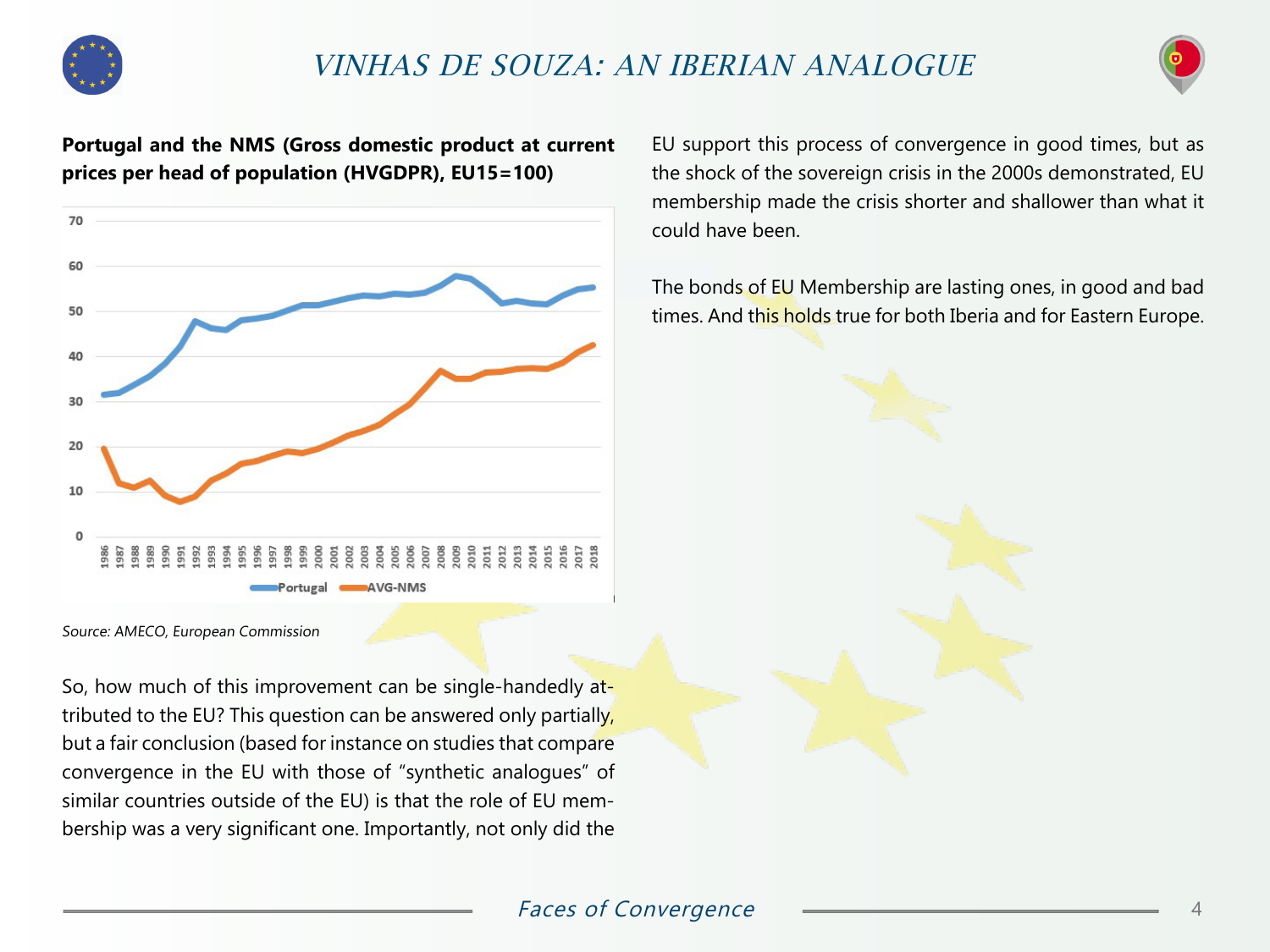# VINHAS DE SOUZA: AN IBERIAN ANALOGUE

**Portugal and the NMS (Gross domestic product at current prices per head of population (HVGDPR), EU15=100)**

70
60
50
40
30
20
10
0

1986 1987 1988 1989 1990 1991 1992 1993 1994 1995 1996 1997 1998 1999 2000 2001 2002 2003 2004 2005 2006 2007 2008 2009 2010 2011 2012 2013 2014 2015 2016 2017 2018

Portugal
AVG-NMS

*Source: AMECO, European Commission*

So, how much of this improvement can be single-handedly attributed to the EU? This question can be answered only partially, but a fair conclusion (based for instance on studies that compare convergence in the EU with those of "synthetic analogues" of similar countries outside of the EU) is that the role of EU membership was a very significant one. Importantly, not only did the EU support this process of convergence in good times, but as the shock of the sovereign crisis in the 2000s demonstrated, EU membership made the crisis shorter and shallower than what it could have been.

The bonds of EU Membership are lasting ones, in good and bad times. And this holds true for both Iberia and for Eastern Europe.